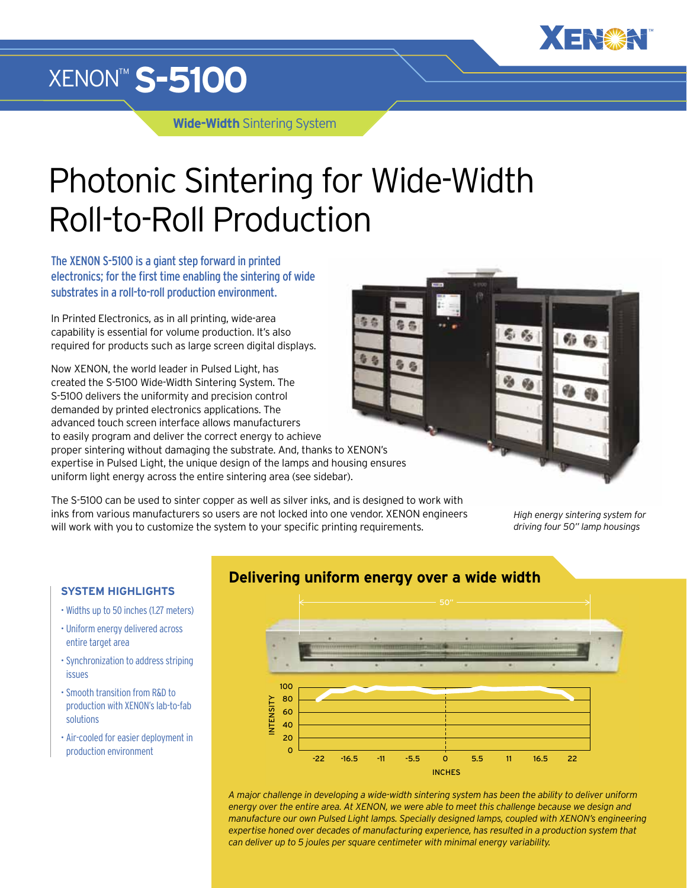# XENON™ S-5100

**Wide-Width** Sintering System

# Photonic Sintering for Wide-Width Roll-to-Roll Production

The XENON S-5100 is a giant step forward in printed electronics; for the first time enabling the sintering of wide substrates in a roll-to-roll production environment.

In Printed Electronics, as in all printing, wide-area capability is essential for volume production. It's also required for products such as large screen digital displays.

Now XENON, the world leader in Pulsed Light, has created the S-5100 Wide-Width Sintering System. The S-5100 delivers the uniformity and precision control demanded by printed electronics applications. The advanced touch screen interface allows manufacturers to easily program and deliver the correct energy to achieve proper sintering without damaging the substrate. And, thanks to XENON's expertise in Pulsed Light, the unique design of the lamps and housing ensures uniform light energy across the entire sintering area (see sidebar).

The S-5100 can be used to sinter copper as well as silver inks, and is designed to work with inks from various manufacturers so users are not locked into one vendor. XENON engineers will work with you to customize the system to your specific printing requirements.

*High energy sintering system for driving four 50" lamp housings*

### SYSTEM HIGHLIGHTS

- Widths up to 50 inches (1.27 meters)
- Uniform energy delivered across entire target area
- Synchronization to address striping issues
- Smooth transition from R&D to production with XENON's lab-to-fab solutions
- Air-cooled for easier deployment in production environment

## Delivering uniform energy over a wide width

*A major challenge in developing a wide-width sintering system has been the ability to deliver uniform energy over the entire area. At XENON, we were able to meet this challenge because we design and manufacture our own Pulsed Light lamps. Specially designed lamps, coupled with XENON's engineering expertise honed over decades of manufacturing experience, has resulted in a production system that can deliver up to 5 joules per square centimeter with minimal energy variability.*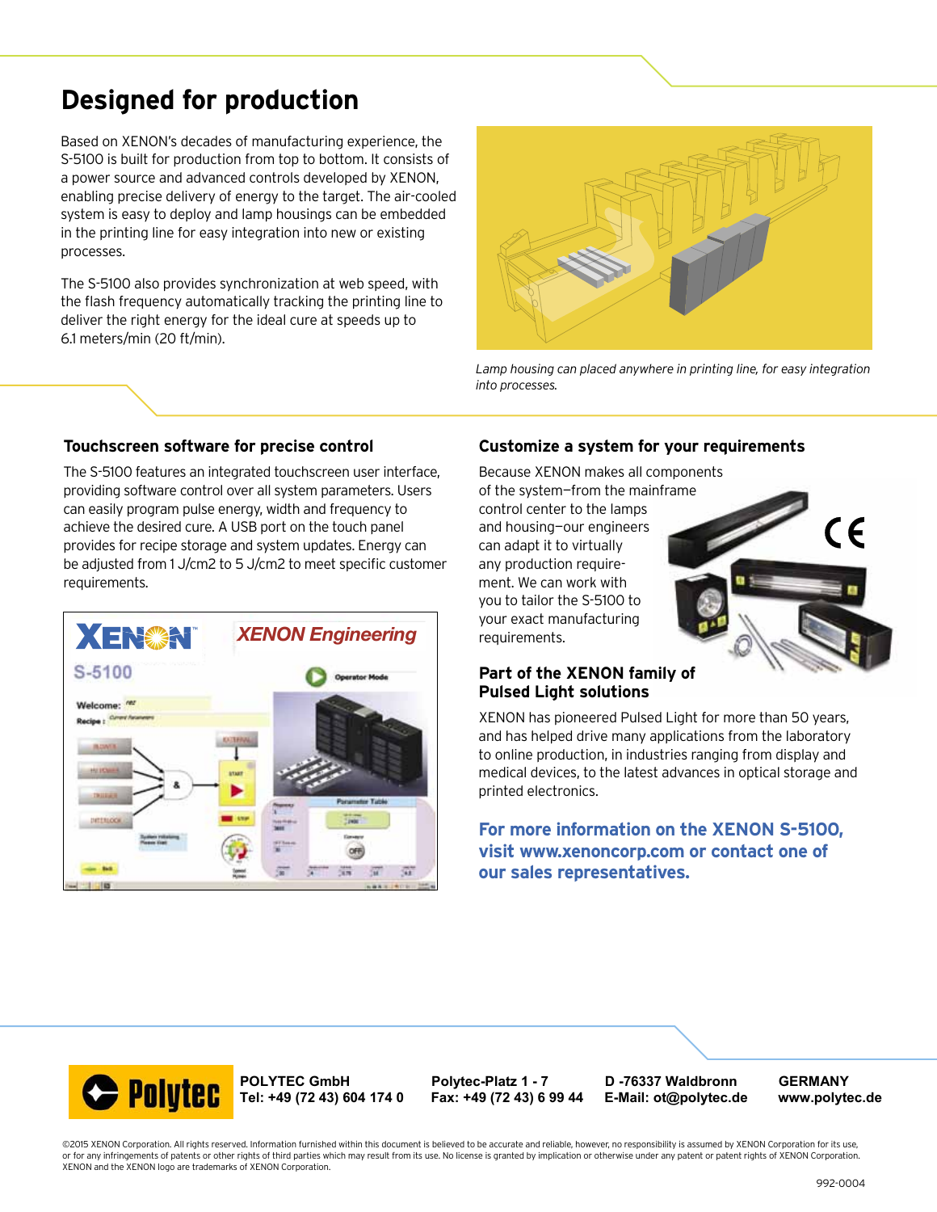# Designed for production

Based on XENON's decades of manufacturing experience, the S-5100 is built for production from top to bottom. It consists of a power source and advanced controls developed by XENON, enabling precise delivery of energy to the target. The air-cooled system is easy to deploy and lamp housings can be embedded in the printing line for easy integration into new or existing processes.

The S-5100 also provides synchronization at web speed, with the flash frequency automatically tracking the printing line to deliver the right energy for the ideal cure at speeds up to 6.1 meters/min (20 ft/min).

*Lamp housing can placed anywhere in printing line, for easy integration into processes.*

## Touchscreen software for precise control

The S-5100 features an integrated touchscreen user interface, providing software control over all system parameters. Users can easily program pulse energy, width and frequency to achieve the desired cure. A USB port on the touch panel provides for recipe storage and system updates. Energy can be adjusted from 1 J/cm2 to 5 J/cm2 to meet specific customer requirements.

## Customize a system for your requirements

Because XENON makes all components of the system—from the mainframe control center to the lamps and housing—our engineers can adapt it to virtually any production requirement. We can work with you to tailor the S-5100 to your exact manufacturing requirements.

## Part of the XENON family of Pulsed Light solutions

XENON has pioneered Pulsed Light for more than 50 years, and has helped drive many applications from the laboratory to online production, in industries ranging from display and medical devices, to the latest advances in optical storage and printed electronics.

**For more information on the XENON S-5100, visit www.xenoncorp.com or contact one of our sales representatives.**

POLYTEC GmbH
Tel: +49 (72 43) 604 174 0
Polytec-Platz 1 - 7
Fax: +49 (72 43) 6 99 44
D -76337 Waldbronn
E-Mail: ot@polytec.de
GERMANY
www.polytec.de

©2015 XENON Corporation. All rights reserved. Information furnished within this document is believed to be accurate and reliable, however, no responsibility is assumed by XENON Corporation for its use, or for any infringements of patents or other rights of third parties which may result from its use. No license is granted by implication or otherwise under any patent or patent rights of XENON Corporation. XENON and the XENON logo are trademarks of XENON Corporation.

992-0004